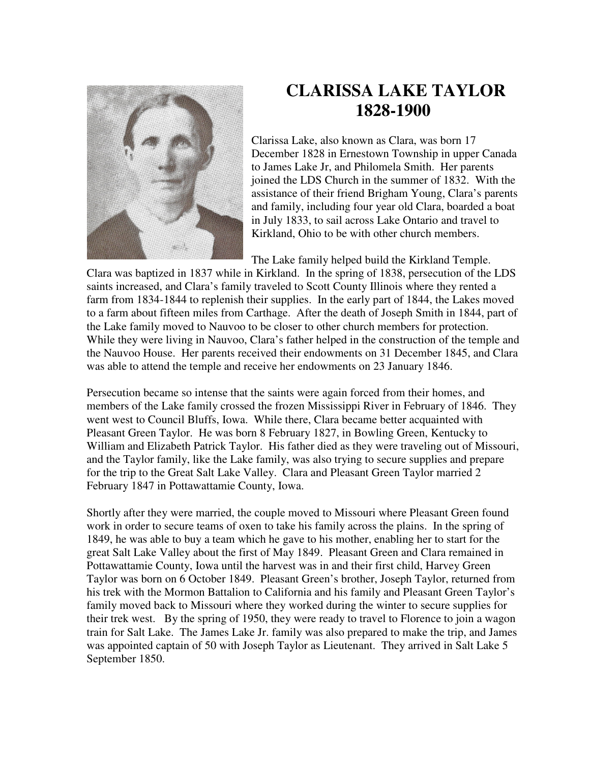# CLARISSA LAKE TAYLOR
# 1828-1900

Clarissa Lake, also known as Clara, was born 17 December 1828 in Ernestown Township in upper Canada to James Lake Jr, and Philomela Smith. Her parents joined the LDS Church in the summer of 1832. With the assistance of their friend Brigham Young, Clara's parents and family, including four year old Clara, boarded a boat in July 1833, to sail across Lake Ontario and travel to Kirkland, Ohio to be with other church members.

The Lake family helped build the Kirkland Temple. Clara was baptized in 1837 while in Kirkland. In the spring of 1838, persecution of the LDS saints increased, and Clara's family traveled to Scott County Illinois where they rented a farm from 1834-1844 to replenish their supplies. In the early part of 1844, the Lakes moved to a farm about fifteen miles from Carthage. After the death of Joseph Smith in 1844, part of the Lake family moved to Nauvoo to be closer to other church members for protection. While they were living in Nauvoo, Clara's father helped in the construction of the temple and the Nauvoo House. Her parents received their endowments on 31 December 1845, and Clara was able to attend the temple and receive her endowments on 23 January 1846.

Persecution became so intense that the saints were again forced from their homes, and members of the Lake family crossed the frozen Mississippi River in February of 1846. They went west to Council Bluffs, Iowa. While there, Clara became better acquainted with Pleasant Green Taylor. He was born 8 February 1827, in Bowling Green, Kentucky to William and Elizabeth Patrick Taylor. His father died as they were traveling out of Missouri, and the Taylor family, like the Lake family, was also trying to secure supplies and prepare for the trip to the Great Salt Lake Valley. Clara and Pleasant Green Taylor married 2 February 1847 in Pottawattamie County, Iowa.

Shortly after they were married, the couple moved to Missouri where Pleasant Green found work in order to secure teams of oxen to take his family across the plains. In the spring of 1849, he was able to buy a team which he gave to his mother, enabling her to start for the great Salt Lake Valley about the first of May 1849. Pleasant Green and Clara remained in Pottawattamie County, Iowa until the harvest was in and their first child, Harvey Green Taylor was born on 6 October 1849. Pleasant Green's brother, Joseph Taylor, returned from his trek with the Mormon Battalion to California and his family and Pleasant Green Taylor's family moved back to Missouri where they worked during the winter to secure supplies for their trek west. By the spring of 1950, they were ready to travel to Florence to join a wagon train for Salt Lake. The James Lake Jr. family was also prepared to make the trip, and James was appointed captain of 50 with Joseph Taylor as Lieutenant. They arrived in Salt Lake 5 September 1850.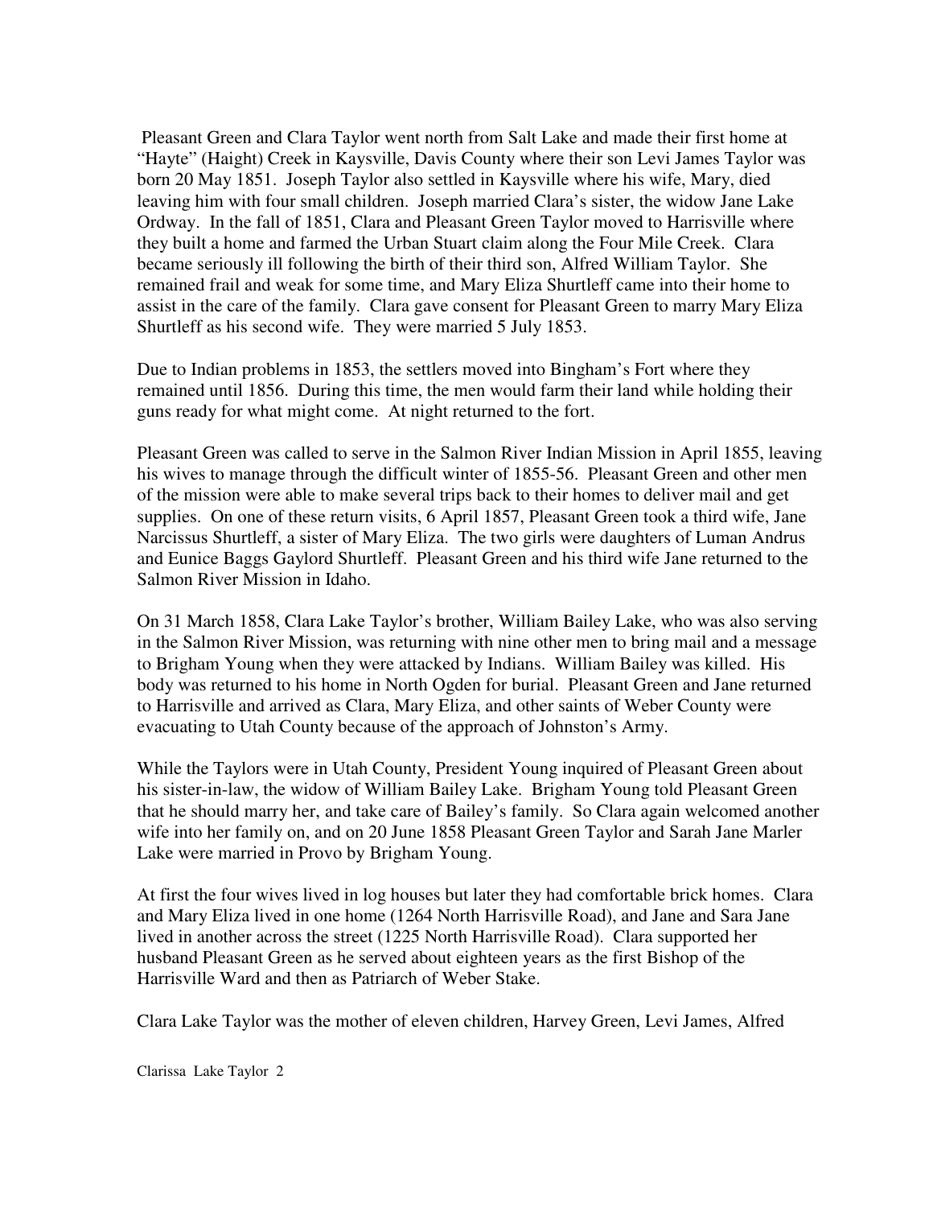Pleasant Green and Clara Taylor went north from Salt Lake and made their first home at "Hayte" (Haight) Creek in Kaysville, Davis County where their son Levi James Taylor was born 20 May 1851. Joseph Taylor also settled in Kaysville where his wife, Mary, died leaving him with four small children. Joseph married Clara's sister, the widow Jane Lake Ordway. In the fall of 1851, Clara and Pleasant Green Taylor moved to Harrisville where they built a home and farmed the Urban Stuart claim along the Four Mile Creek. Clara became seriously ill following the birth of their third son, Alfred William Taylor. She remained frail and weak for some time, and Mary Eliza Shurtleff came into their home to assist in the care of the family. Clara gave consent for Pleasant Green to marry Mary Eliza Shurtleff as his second wife. They were married 5 July 1853.

Due to Indian problems in 1853, the settlers moved into Bingham's Fort where they remained until 1856. During this time, the men would farm their land while holding their guns ready for what might come. At night returned to the fort.

Pleasant Green was called to serve in the Salmon River Indian Mission in April 1855, leaving his wives to manage through the difficult winter of 1855-56. Pleasant Green and other men of the mission were able to make several trips back to their homes to deliver mail and get supplies. On one of these return visits, 6 April 1857, Pleasant Green took a third wife, Jane Narcissus Shurtleff, a sister of Mary Eliza. The two girls were daughters of Luman Andrus and Eunice Baggs Gaylord Shurtleff. Pleasant Green and his third wife Jane returned to the Salmon River Mission in Idaho.

On 31 March 1858, Clara Lake Taylor's brother, William Bailey Lake, who was also serving in the Salmon River Mission, was returning with nine other men to bring mail and a message to Brigham Young when they were attacked by Indians. William Bailey was killed. His body was returned to his home in North Ogden for burial. Pleasant Green and Jane returned to Harrisville and arrived as Clara, Mary Eliza, and other saints of Weber County were evacuating to Utah County because of the approach of Johnston's Army.

While the Taylors were in Utah County, President Young inquired of Pleasant Green about his sister-in-law, the widow of William Bailey Lake. Brigham Young told Pleasant Green that he should marry her, and take care of Bailey's family. So Clara again welcomed another wife into her family on, and on 20 June 1858 Pleasant Green Taylor and Sarah Jane Marler Lake were married in Provo by Brigham Young.

At first the four wives lived in log houses but later they had comfortable brick homes. Clara and Mary Eliza lived in one home (1264 North Harrisville Road), and Jane and Sara Jane lived in another across the street (1225 North Harrisville Road). Clara supported her husband Pleasant Green as he served about eighteen years as the first Bishop of the Harrisville Ward and then as Patriarch of Weber Stake.

Clara Lake Taylor was the mother of eleven children, Harvey Green, Levi James, Alfred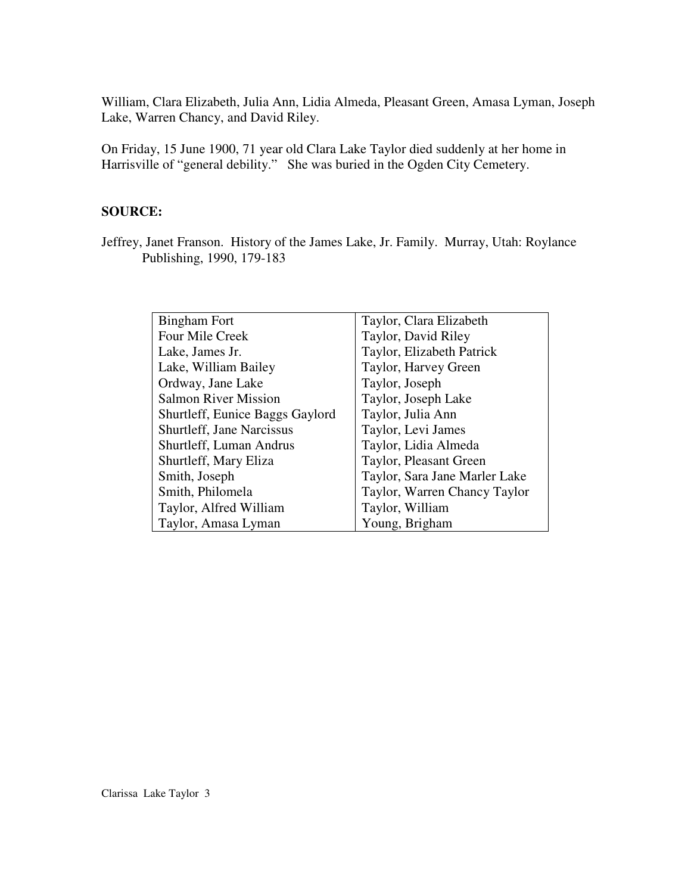William, Clara Elizabeth, Julia Ann, Lidia Almeda, Pleasant Green, Amasa Lyman, Joseph Lake, Warren Chancy, and David Riley.

On Friday, 15 June 1900, 71 year old Clara Lake Taylor died suddenly at her home in Harrisville of "general debility." She was buried in the Ogden City Cemetery.

**SOURCE:**

Jeffrey, Janet Franson. History of the James Lake, Jr. Family. Murray, Utah: Roylance Publishing, 1990, 179-183

| | |
|---|---|
| Bingham Fort | Taylor, Clara Elizabeth |
| Four Mile Creek | Taylor, David Riley |
| Lake, James Jr. | Taylor, Elizabeth Patrick |
| Lake, William Bailey | Taylor, Harvey Green |
| Ordway, Jane Lake | Taylor, Joseph |
| Salmon River Mission | Taylor, Joseph Lake |
| Shurtleff, Eunice Baggs Gaylord | Taylor, Julia Ann |
| Shurtleff, Jane Narcissus | Taylor, Levi James |
| Shurtleff, Luman Andrus | Taylor, Lidia Almeda |
| Shurtleff, Mary Eliza | Taylor, Pleasant Green |
| Smith, Joseph | Taylor, Sara Jane Marler Lake |
| Smith, Philomela | Taylor, Warren Chancy Taylor |
| Taylor, Alfred William | Taylor, William |
| Taylor, Amasa Lyman | Young, Brigham |